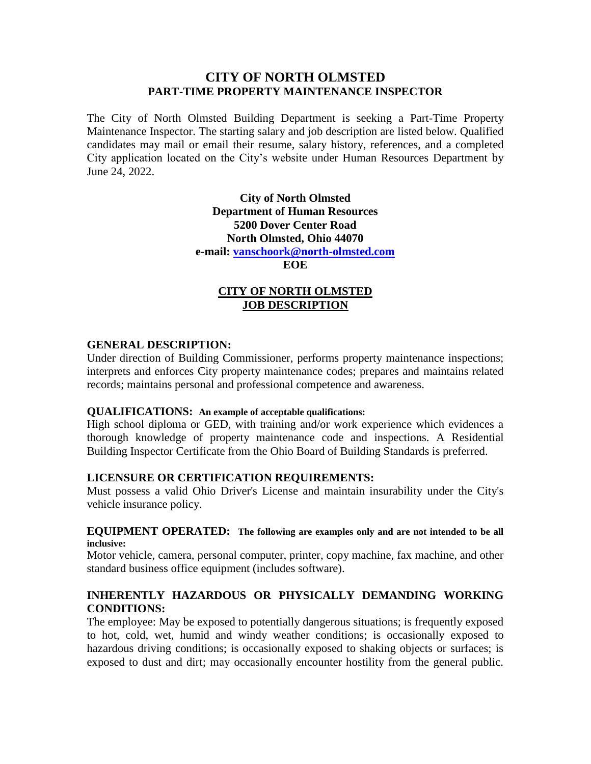# CITY OF NORTH OLMSTED
## PART-TIME PROPERTY MAINTENANCE INSPECTOR

The City of North Olmsted Building Department is seeking a Part-Time Property Maintenance Inspector. The starting salary and job description are listed below. Qualified candidates may mail or email their resume, salary history, references, and a completed City application located on the City's website under Human Resources Department by June 24, 2022.

**City of North Olmsted**
**Department of Human Resources**
**5200 Dover Center Road**
**North Olmsted, Ohio 44070**
**e-mail: vanschoork@north-olmsted.com**
**EOE**

## CITY OF NORTH OLMSTED JOB DESCRIPTION

### GENERAL DESCRIPTION:

Under direction of Building Commissioner, performs property maintenance inspections; interprets and enforces City property maintenance codes; prepares and maintains related records; maintains personal and professional competence and awareness.

### QUALIFICATIONS: An example of acceptable qualifications:

High school diploma or GED, with training and/or work experience which evidences a thorough knowledge of property maintenance code and inspections. A Residential Building Inspector Certificate from the Ohio Board of Building Standards is preferred.

### LICENSURE OR CERTIFICATION REQUIREMENTS:

Must possess a valid Ohio Driver's License and maintain insurability under the City's vehicle insurance policy.

### EQUIPMENT OPERATED: The following are examples only and are not intended to be all inclusive:

Motor vehicle, camera, personal computer, printer, copy machine, fax machine, and other standard business office equipment (includes software).

### INHERENTLY HAZARDOUS OR PHYSICALLY DEMANDING WORKING CONDITIONS:

The employee: May be exposed to potentially dangerous situations; is frequently exposed to hot, cold, wet, humid and windy weather conditions; is occasionally exposed to hazardous driving conditions; is occasionally exposed to shaking objects or surfaces; is exposed to dust and dirt; may occasionally encounter hostility from the general public.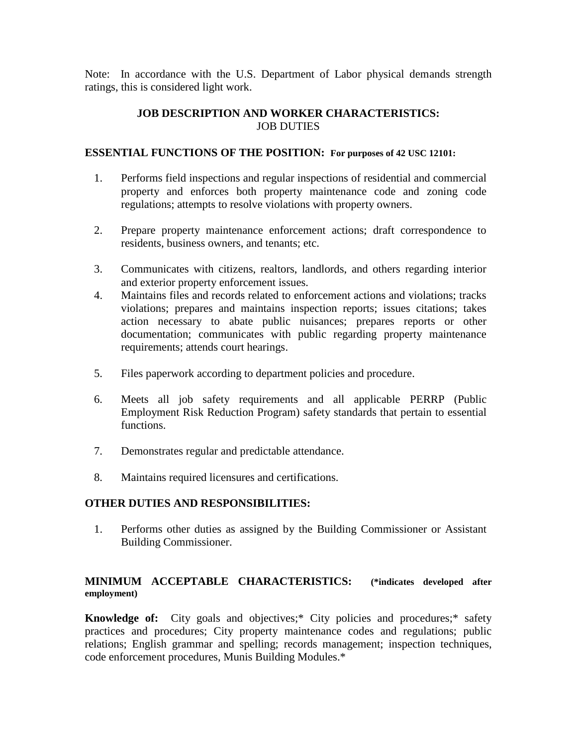Note: In accordance with the U.S. Department of Labor physical demands strength ratings, this is considered light work.

## JOB DESCRIPTION AND WORKER CHARACTERISTICS:
JOB DUTIES

**ESSENTIAL FUNCTIONS OF THE POSITION: For purposes of 42 USC 12101:**

1. Performs field inspections and regular inspections of residential and commercial property and enforces both property maintenance code and zoning code regulations; attempts to resolve violations with property owners.

2. Prepare property maintenance enforcement actions; draft correspondence to residents, business owners, and tenants; etc.

3. Communicates with citizens, realtors, landlords, and others regarding interior and exterior property enforcement issues.

4. Maintains files and records related to enforcement actions and violations; tracks violations; prepares and maintains inspection reports; issues citations; takes action necessary to abate public nuisances; prepares reports or other documentation; communicates with public regarding property maintenance requirements; attends court hearings.

5. Files paperwork according to department policies and procedure.

6. Meets all job safety requirements and all applicable PERRP (Public Employment Risk Reduction Program) safety standards that pertain to essential functions.

7. Demonstrates regular and predictable attendance.

8. Maintains required licensures and certifications.

**OTHER DUTIES AND RESPONSIBILITIES:**

1. Performs other duties as assigned by the Building Commissioner or Assistant Building Commissioner.

**MINIMUM ACCEPTABLE CHARACTERISTICS: (*indicates developed after employment)**

**Knowledge of:** City goals and objectives;* City policies and procedures;* safety practices and procedures; City property maintenance codes and regulations; public relations; English grammar and spelling; records management; inspection techniques, code enforcement procedures, Munis Building Modules.*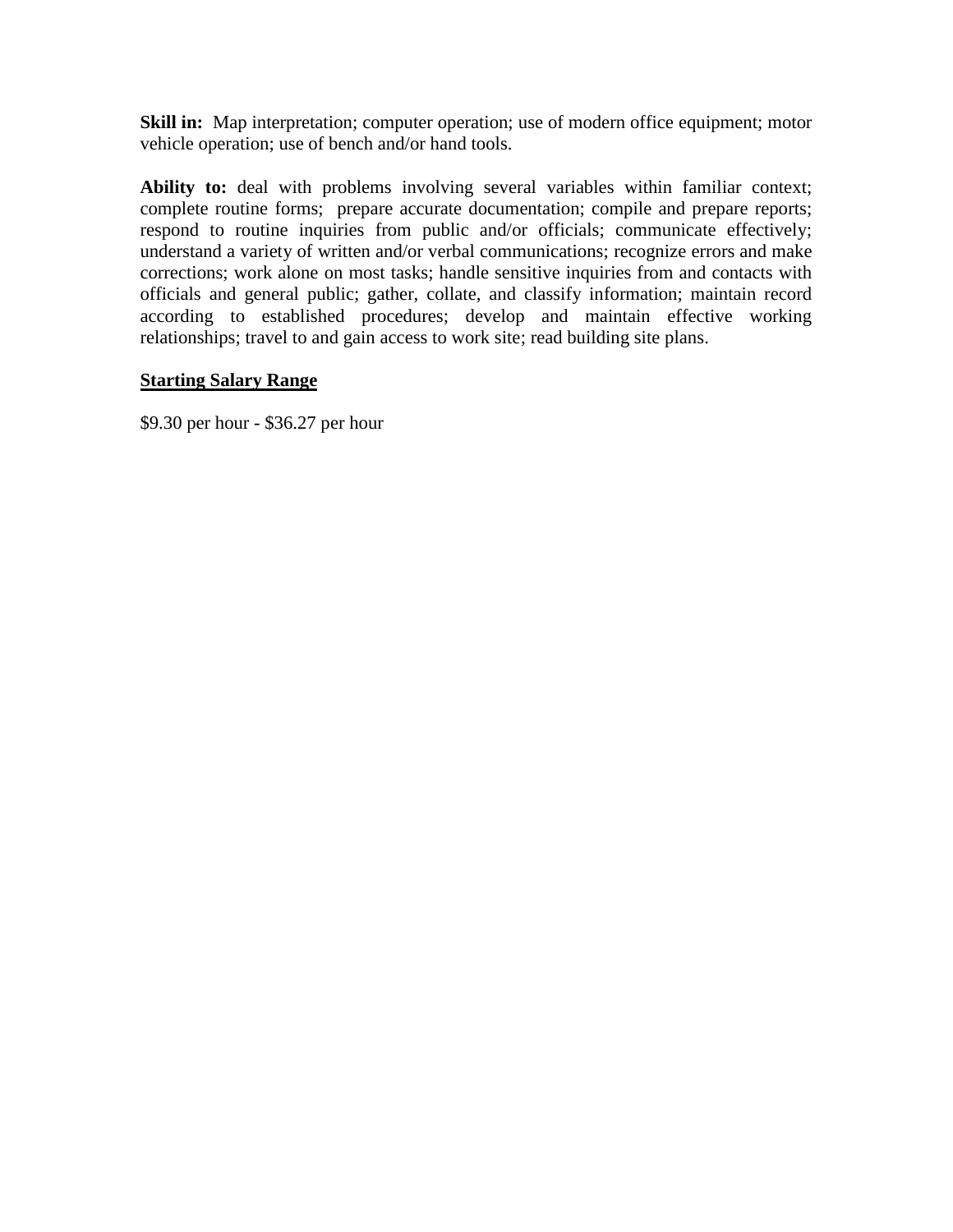**Skill in:** Map interpretation; computer operation; use of modern office equipment; motor vehicle operation; use of bench and/or hand tools.

**Ability to:** deal with problems involving several variables within familiar context; complete routine forms; prepare accurate documentation; compile and prepare reports; respond to routine inquiries from public and/or officials; communicate effectively; understand a variety of written and/or verbal communications; recognize errors and make corrections; work alone on most tasks; handle sensitive inquiries from and contacts with officials and general public; gather, collate, and classify information; maintain record according to established procedures; develop and maintain effective working relationships; travel to and gain access to work site; read building site plans.

**Starting Salary Range**

$9.30 per hour - $36.27 per hour